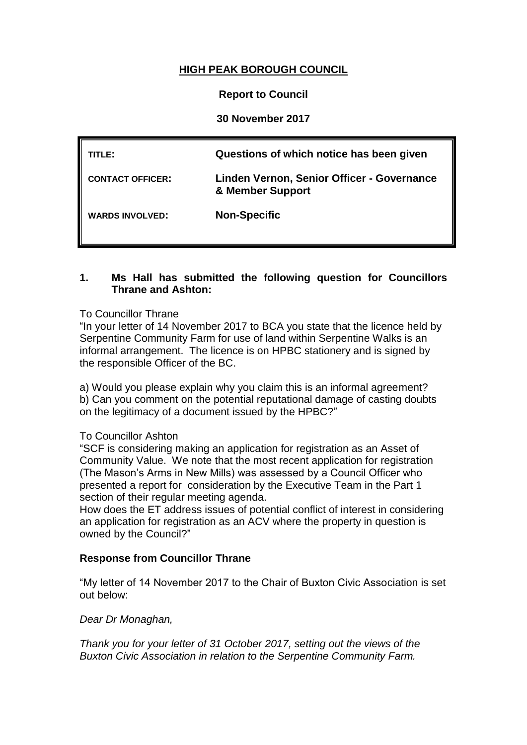**HIGH PEAK BOROUGH COUNCIL**

**Report to Council**

**30 November 2017**

| | |
|---|---|
| **TITLE:** | **Questions of which notice has been given** |
| **CONTACT OFFICER:** | **Linden Vernon, Senior Officer - Governance & Member Support** |
| **WARDS INVOLVED:** | **Non-Specific** |

## 1. Ms Hall has submitted the following question for Councillors Thrane and Ashton:

To Councillor Thrane

"In your letter of 14 November 2017 to BCA you state that the licence held by Serpentine Community Farm for use of land within Serpentine Walks is an informal arrangement. The licence is on HPBC stationery and is signed by the responsible Officer of the BC.

a) Would you please explain why you claim this is an informal agreement?
b) Can you comment on the potential reputational damage of casting doubts on the legitimacy of a document issued by the HPBC?"

To Councillor Ashton

"SCF is considering making an application for registration as an Asset of Community Value. We note that the most recent application for registration (The Mason's Arms in New Mills) was assessed by a Council Officer who presented a report for consideration by the Executive Team in the Part 1 section of their regular meeting agenda.
How does the ET address issues of potential conflict of interest in considering an application for registration as an ACV where the property in question is owned by the Council?"

**Response from Councillor Thrane**

"My letter of 14 November 2017 to the Chair of Buxton Civic Association is set out below:

*Dear Dr Monaghan,*

*Thank you for your letter of 31 October 2017, setting out the views of the Buxton Civic Association in relation to the Serpentine Community Farm.*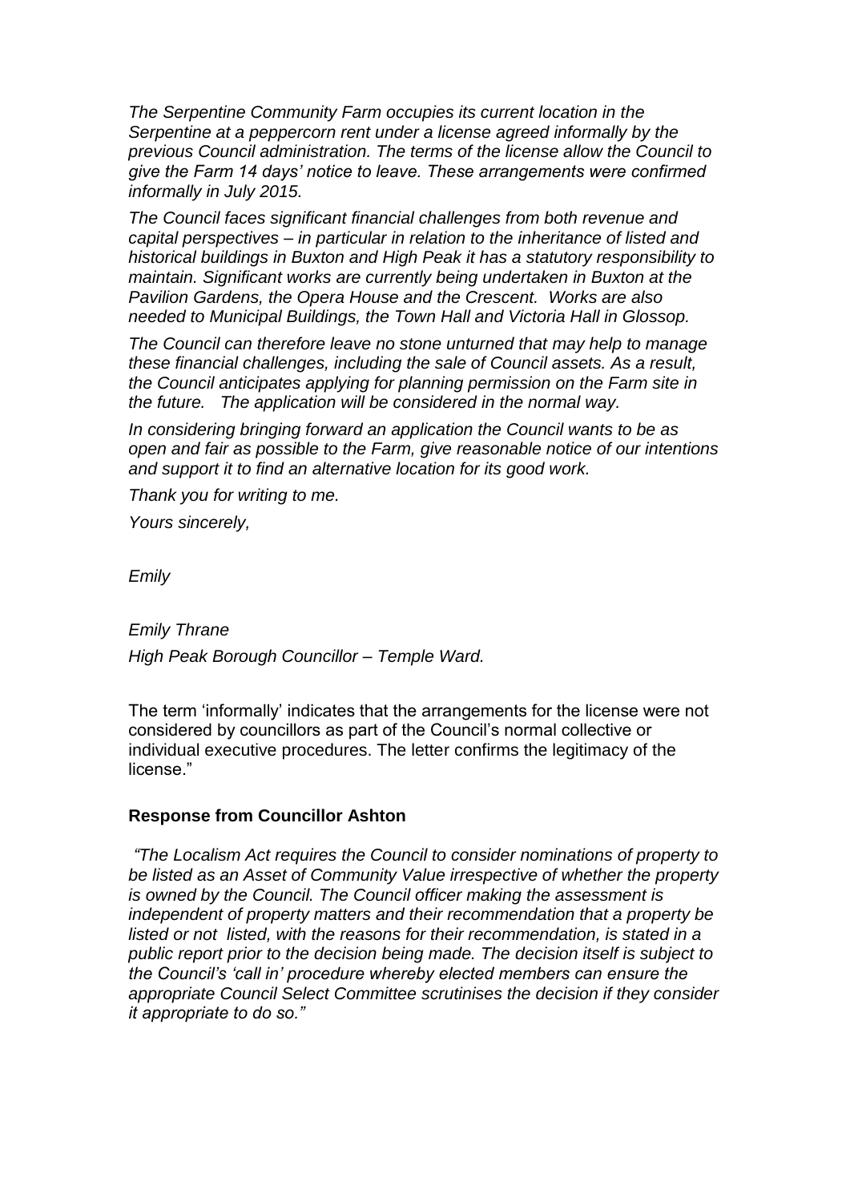*The Serpentine Community Farm occupies its current location in the Serpentine at a peppercorn rent under a license agreed informally by the previous Council administration. The terms of the license allow the Council to give the Farm 14 days' notice to leave. These arrangements were confirmed informally in July 2015.*

*The Council faces significant financial challenges from both revenue and capital perspectives – in particular in relation to the inheritance of listed and historical buildings in Buxton and High Peak it has a statutory responsibility to maintain. Significant works are currently being undertaken in Buxton at the Pavilion Gardens, the Opera House and the Crescent. Works are also needed to Municipal Buildings, the Town Hall and Victoria Hall in Glossop.*

*The Council can therefore leave no stone unturned that may help to manage these financial challenges, including the sale of Council assets. As a result, the Council anticipates applying for planning permission on the Farm site in the future. The application will be considered in the normal way.*

*In considering bringing forward an application the Council wants to be as open and fair as possible to the Farm, give reasonable notice of our intentions and support it to find an alternative location for its good work.*

*Thank you for writing to me.*

*Yours sincerely,*

*Emily*

*Emily Thrane*
*High Peak Borough Councillor – Temple Ward.*

The term 'informally' indicates that the arrangements for the license were not considered by councillors as part of the Council's normal collective or individual executive procedures. The letter confirms the legitimacy of the license."

### Response from Councillor Ashton

*"The Localism Act requires the Council to consider nominations of property to be listed as an Asset of Community Value irrespective of whether the property is owned by the Council. The Council officer making the assessment is independent of property matters and their recommendation that a property be listed or not listed, with the reasons for their recommendation, is stated in a public report prior to the decision being made. The decision itself is subject to the Council's 'call in' procedure whereby elected members can ensure the appropriate Council Select Committee scrutinises the decision if they consider it appropriate to do so."*